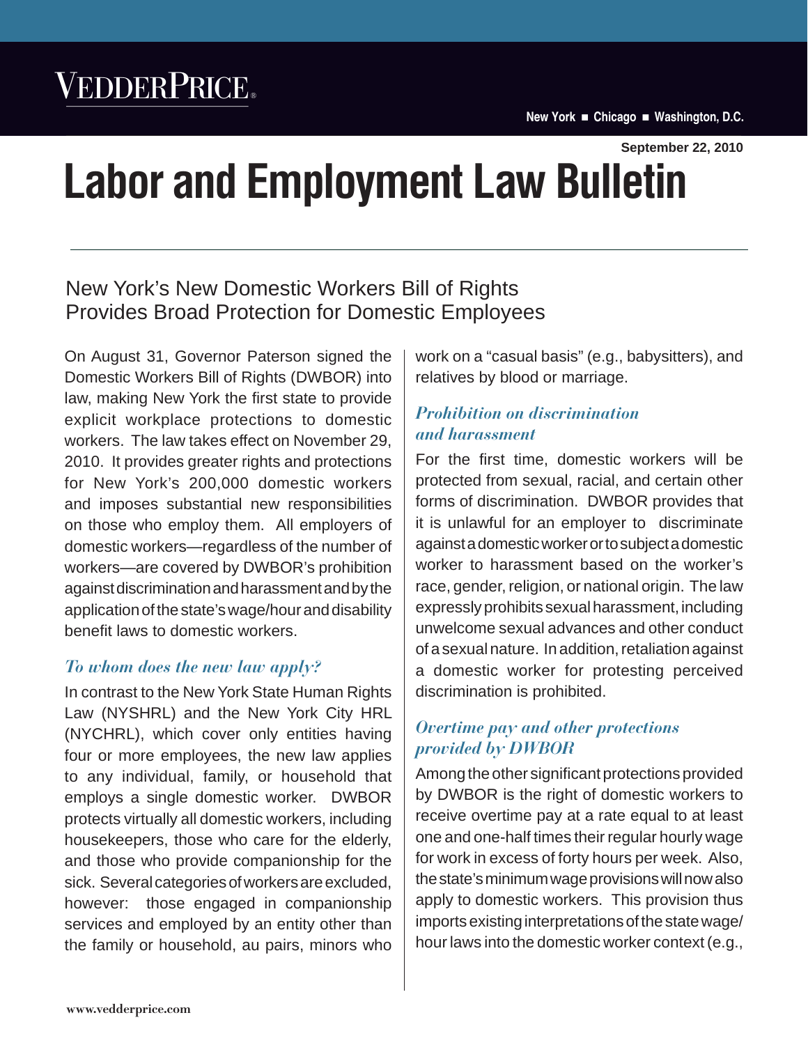VEDDERPRICE

New York ■ Chicago ■ Washington, D.C.

September 22, 2010

# Labor and Employment Law Bulletin

## New York's New Domestic Workers Bill of Rights Provides Broad Protection for Domestic Employees

On August 31, Governor Paterson signed the Domestic Workers Bill of Rights (DWBOR) into law, making New York the first state to provide explicit workplace protections to domestic workers. The law takes effect on November 29, 2010. It provides greater rights and protections for New York's 200,000 domestic workers and imposes substantial new responsibilities on those who employ them. All employers of domestic workers—regardless of the number of workers—are covered by DWBOR's prohibition against discrimination and harassment and by the application of the state's wage/hour and disability benefit laws to domestic workers.

### *To whom does the new law apply?*

In contrast to the New York State Human Rights Law (NYSHRL) and the New York City HRL (NYCHRL), which cover only entities having four or more employees, the new law applies to any individual, family, or household that employs a single domestic worker. DWBOR protects virtually all domestic workers, including housekeepers, those who care for the elderly, and those who provide companionship for the sick. Several categories of workers are excluded, however: those engaged in companionship services and employed by an entity other than the family or household, au pairs, minors who work on a "casual basis" (e.g., babysitters), and relatives by blood or marriage.

### *Prohibition on discrimination and harassment*

For the first time, domestic workers will be protected from sexual, racial, and certain other forms of discrimination. DWBOR provides that it is unlawful for an employer to discriminate against a domestic worker or to subject a domestic worker to harassment based on the worker's race, gender, religion, or national origin. The law expressly prohibits sexual harassment, including unwelcome sexual advances and other conduct of a sexual nature. In addition, retaliation against a domestic worker for protesting perceived discrimination is prohibited.

### *Overtime pay and other protections provided by DWBOR*

Among the other significant protections provided by DWBOR is the right of domestic workers to receive overtime pay at a rate equal to at least one and one-half times their regular hourly wage for work in excess of forty hours per week. Also, the state's minimum wage provisions will now also apply to domestic workers. This provision thus imports existing interpretations of the state wage/hour laws into the domestic worker context (e.g.,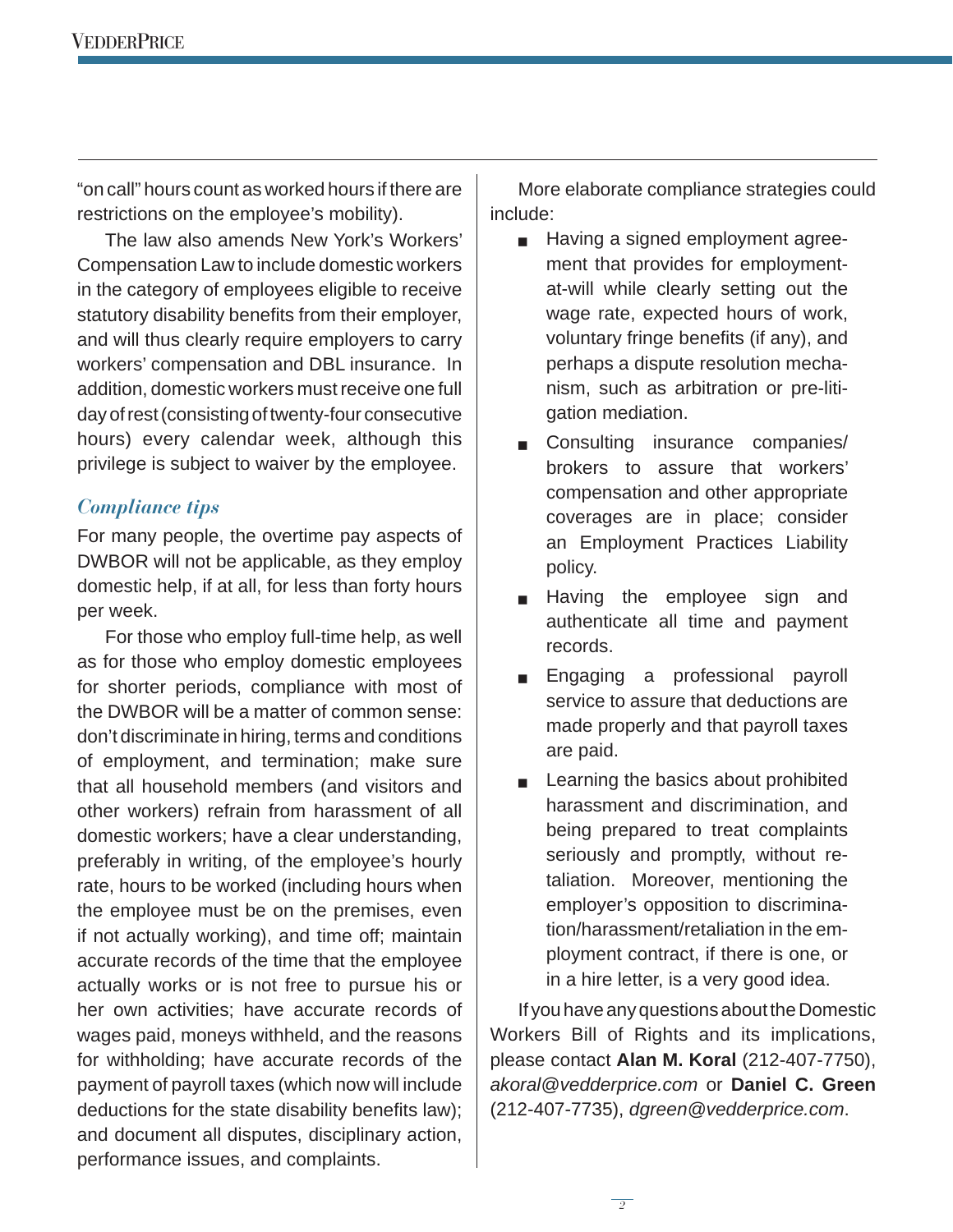"on call" hours count as worked hours if there are restrictions on the employee's mobility).

The law also amends New York's Workers' Compensation Law to include domestic workers in the category of employees eligible to receive statutory disability benefits from their employer, and will thus clearly require employers to carry workers' compensation and DBL insurance. In addition, domestic workers must receive one full day of rest (consisting of twenty-four consecutive hours) every calendar week, although this privilege is subject to waiver by the employee.

## *Compliance tips*

For many people, the overtime pay aspects of DWBOR will not be applicable, as they employ domestic help, if at all, for less than forty hours per week.

For those who employ full-time help, as well as for those who employ domestic employees for shorter periods, compliance with most of the DWBOR will be a matter of common sense: don't discriminate in hiring, terms and conditions of employment, and termination; make sure that all household members (and visitors and other workers) refrain from harassment of all domestic workers; have a clear understanding, preferably in writing, of the employee's hourly rate, hours to be worked (including hours when the employee must be on the premises, even if not actually working), and time off; maintain accurate records of the time that the employee actually works or is not free to pursue his or her own activities; have accurate records of wages paid, moneys withheld, and the reasons for withholding; have accurate records of the payment of payroll taxes (which now will include deductions for the state disability benefits law); and document all disputes, disciplinary action, performance issues, and complaints.

More elaborate compliance strategies could include:

- Having a signed employment agreement that provides for employment-at-will while clearly setting out the wage rate, expected hours of work, voluntary fringe benefits (if any), and perhaps a dispute resolution mechanism, such as arbitration or pre-litigation mediation.
- Consulting insurance companies/brokers to assure that workers' compensation and other appropriate coverages are in place; consider an Employment Practices Liability policy.
- Having the employee sign and authenticate all time and payment records.
- Engaging a professional payroll service to assure that deductions are made properly and that payroll taxes are paid.
- Learning the basics about prohibited harassment and discrimination, and being prepared to treat complaints seriously and promptly, without retaliation. Moreover, mentioning the employer's opposition to discrimination/harassment/retaliation in the employment contract, if there is one, or in a hire letter, is a very good idea.

If you have any questions about the Domestic Workers Bill of Rights and its implications, please contact **Alan M. Koral** (212-407-7750), *akoral@vedderprice.com* or **Daniel C. Green** (212-407-7735), *dgreen@vedderprice.com*.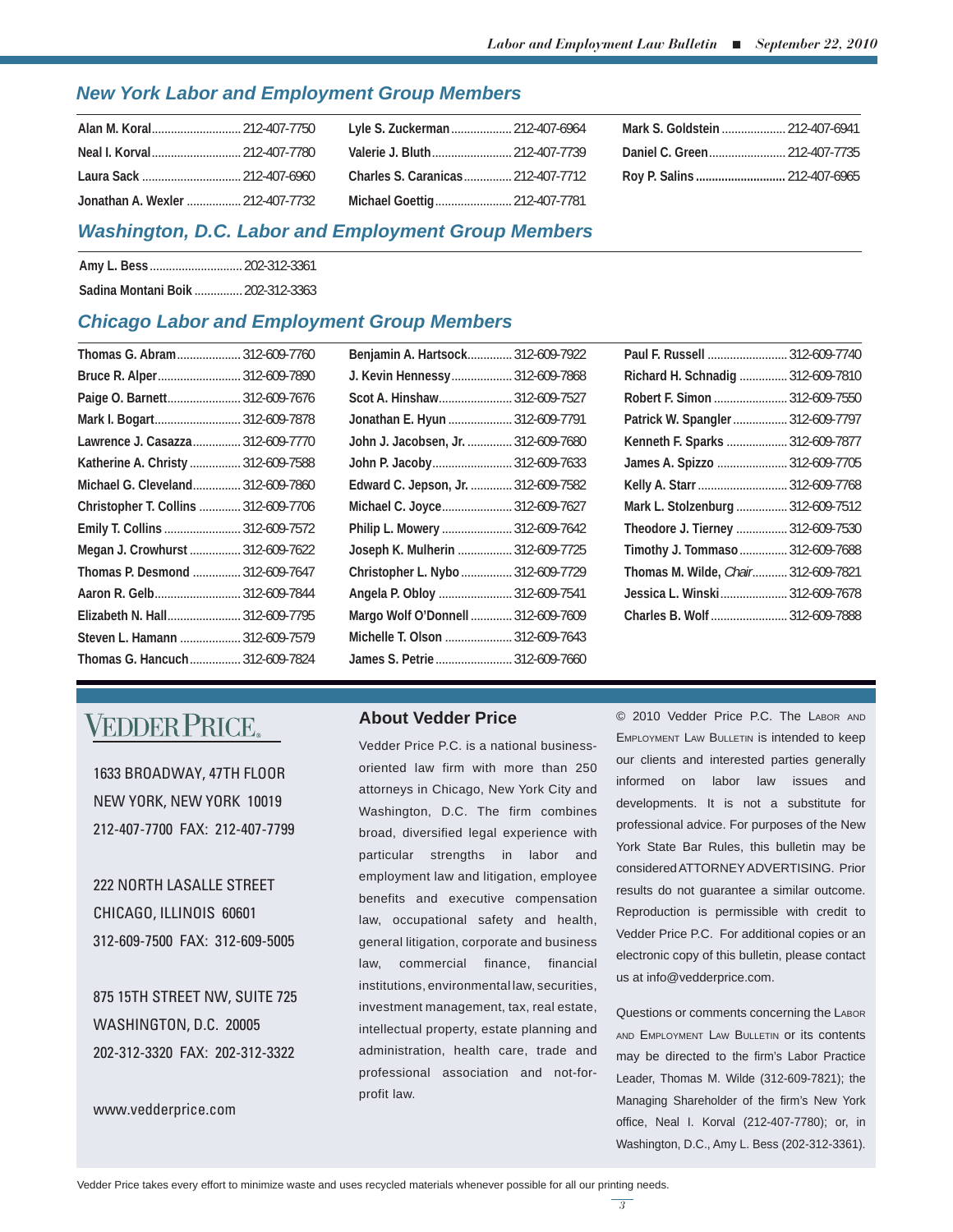## New York Labor and Employment Group Members

| | | | | | |
|---|---|---|---|---|---|
| Alan M. Koral | 212-407-7750 | Lyle S. Zuckerman | 212-407-6964 | Mark S. Goldstein | 212-407-6941 |
| Neal I. Korval | 212-407-7780 | Valerie J. Bluth | 212-407-7739 | Daniel C. Green | 212-407-7735 |
| Laura Sack | 212-407-6960 | Charles S. Caranicas | 212-407-7712 | Roy P. Salins | 212-407-6965 |
| Jonathan A. Wexler | 212-407-7732 | Michael Goettig | 212-407-7781 | | |

## Washington, D.C. Labor and Employment Group Members

| | |
|---|---|
| Amy L. Bess | 202-312-3361 |
| Sadina Montani Boik | 202-312-3363 |

## Chicago Labor and Employment Group Members

| | | | | | |
|---|---|---|---|---|---|
| Thomas G. Abram | 312-609-7760 | Benjamin A. Hartsock | 312-609-7922 | Paul F. Russell | 312-609-7740 |
| Bruce R. Alper | 312-609-7890 | J. Kevin Hennessy | 312-609-7868 | Richard H. Schnadig | 312-609-7810 |
| Paige O. Barnett | 312-609-7676 | Scot A. Hinshaw | 312-609-7527 | Robert F. Simon | 312-609-7550 |
| Mark I. Bogart | 312-609-7878 | Jonathan E. Hyun | 312-609-7791 | Patrick W. Spangler | 312-609-7797 |
| Lawrence J. Casazza | 312-609-7770 | John J. Jacobsen, Jr. | 312-609-7680 | Kenneth F. Sparks | 312-609-7877 |
| Katherine A. Christy | 312-609-7588 | John P. Jacoby | 312-609-7633 | James A. Spizzo | 312-609-7705 |
| Michael G. Cleveland | 312-609-7860 | Edward C. Jepson, Jr. | 312-609-7582 | Kelly A. Starr | 312-609-7768 |
| Christopher T. Collins | 312-609-7706 | Michael C. Joyce | 312-609-7627 | Mark L. Stolzenburg | 312-609-7512 |
| Emily T. Collins | 312-609-7572 | Philip L. Mowery | 312-609-7642 | Theodore J. Tierney | 312-609-7530 |
| Megan J. Crowhurst | 312-609-7622 | Joseph K. Mulherin | 312-609-7725 | Timothy J. Tommaso | 312-609-7688 |
| Thomas P. Desmond | 312-609-7647 | Christopher L. Nybo | 312-609-7729 | Thomas M. Wilde, *Chair* | 312-609-7821 |
| Aaron R. Gelb | 312-609-7844 | Angela P. Obloy | 312-609-7541 | Jessica L. Winski | 312-609-7678 |
| Elizabeth N. Hall | 312-609-7795 | Margo Wolf O'Donnell | 312-609-7609 | Charles B. Wolf | 312-609-7888 |
| Steven L. Hamann | 312-609-7579 | Michelle T. Olson | 312-609-7643 | | |
| Thomas G. Hancuch | 312-609-7824 | James S. Petrie | 312-609-7660 | | |

VEDDER PRICE.

1633 BROADWAY, 47TH FLOOR
NEW YORK, NEW YORK 10019
212-407-7700 FAX: 212-407-7799

222 NORTH LASALLE STREET
CHICAGO, ILLINOIS 60601
312-609-7500 FAX: 312-609-5005

875 15TH STREET NW, SUITE 725
WASHINGTON, D.C. 20005
202-312-3320 FAX: 202-312-3322

www.vedderprice.com

### About Vedder Price

Vedder Price P.C. is a national business-oriented law firm with more than 250 attorneys in Chicago, New York City and Washington, D.C. The firm combines broad, diversified legal experience with particular strengths in labor and employment law and litigation, employee benefits and executive compensation law, occupational safety and health, general litigation, corporate and business law, commercial finance, financial institutions, environmental law, securities, investment management, tax, real estate, intellectual property, estate planning and administration, health care, trade and professional association and not-for-profit law.

© 2010 Vedder Price P.C. The Labor and Employment Law Bulletin is intended to keep our clients and interested parties generally informed on labor law issues and developments. It is not a substitute for professional advice. For purposes of the New York State Bar Rules, this bulletin may be considered ATTORNEY ADVERTISING. Prior results do not guarantee a similar outcome. Reproduction is permissible with credit to Vedder Price P.C. For additional copies or an electronic copy of this bulletin, please contact us at info@vedderprice.com.

Questions or comments concerning the Labor and Employment Law Bulletin or its contents may be directed to the firm's Labor Practice Leader, Thomas M. Wilde (312-609-7821); the Managing Shareholder of the firm's New York office, Neal I. Korval (212-407-7780); or, in Washington, D.C., Amy L. Bess (202-312-3361).

Vedder Price takes every effort to minimize waste and uses recycled materials whenever possible for all our printing needs.